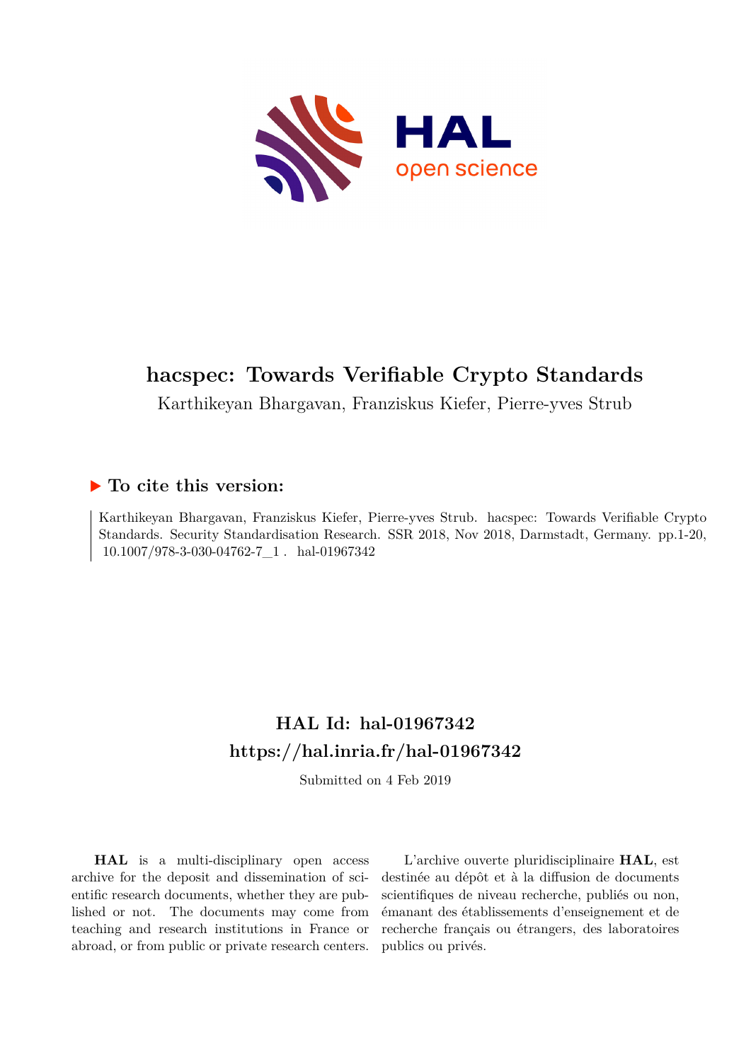# hacspec: Towards Verifiable Crypto Standards

Karthikeyan Bhargavan, Franziskus Kiefer, Pierre-yves Strub

## ▶ To cite this version:

Karthikeyan Bhargavan, Franziskus Kiefer, Pierre-yves Strub. hacspec: Towards Verifiable Crypto Standards. Security Standardisation Research. SSR 2018, Nov 2018, Darmstadt, Germany. pp.1-20, 10.1007/978-3-030-04762-7_1 . hal-01967342

## HAL Id: hal-01967342
## https://hal.inria.fr/hal-01967342

Submitted on 4 Feb 2019

**HAL** is a multi-disciplinary open access archive for the deposit and dissemination of scientific research documents, whether they are published or not. The documents may come from teaching and research institutions in France or abroad, or from public or private research centers.

L'archive ouverte pluridisciplinaire **HAL**, est destinée au dépôt et à la diffusion de documents scientifiques de niveau recherche, publiés ou non, émanant des établissements d'enseignement et de recherche français ou étrangers, des laboratoires publics ou privés.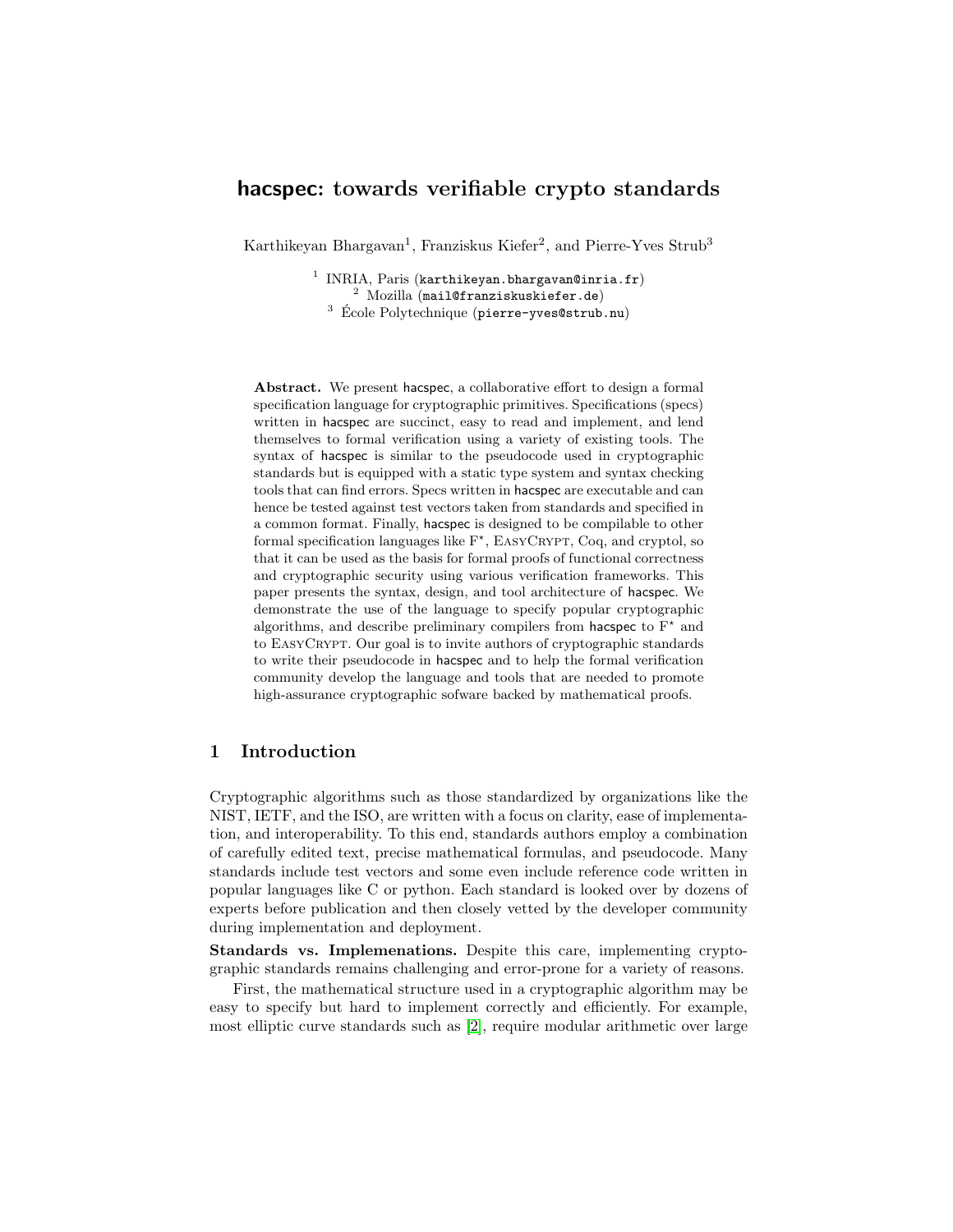# **hacspec: towards verifiable crypto standards**

Karthikeyan Bhargavan[1], Franziskus Kiefer[2], and Pierre-Yves Strub[3]

[1] INRIA, Paris (karthikeyan.bhargavan@inria.fr)
[2] Mozilla (mail@franziskuskiefer.de)
[3] École Polytechnique (pierre-yves@strub.nu)

**Abstract.** We present hacspec, a collaborative effort to design a formal specification language for cryptographic primitives. Specifications (specs) written in hacspec are succinct, easy to read and implement, and lend themselves to formal verification using a variety of existing tools. The syntax of hacspec is similar to the pseudocode used in cryptographic standards but is equipped with a static type system and syntax checking tools that can find errors. Specs written in hacspec are executable and can hence be tested against test vectors taken from standards and specified in a common format. Finally, hacspec is designed to be compilable to other formal specification languages like F$^\star$, EasyCrypt, Coq, and cryptol, so that it can be used as the basis for formal proofs of functional correctness and cryptographic security using various verification frameworks. This paper presents the syntax, design, and tool architecture of hacspec. We demonstrate the use of the language to specify popular cryptographic algorithms, and describe preliminary compilers from hacspec to F$^\star$ and to EasyCrypt. Our goal is to invite authors of cryptographic standards to write their pseudocode in hacspec and to help the formal verification community develop the language and tools that are needed to promote high-assurance cryptographic sofware backed by mathematical proofs.

## 1 Introduction

Cryptographic algorithms such as those standardized by organizations like the NIST, IETF, and the ISO, are written with a focus on clarity, ease of implementation, and interoperability. To this end, standards authors employ a combination of carefully edited text, precise mathematical formulas, and pseudocode. Many standards include test vectors and some even include reference code written in popular languages like C or python. Each standard is looked over by dozens of experts before publication and then closely vetted by the developer community during implementation and deployment.

**Standards vs. Implemenations.** Despite this care, implementing cryptographic standards remains challenging and error-prone for a variety of reasons.

First, the mathematical structure used in a cryptographic algorithm may be easy to specify but hard to implement correctly and efficiently. For example, most elliptic curve standards such as [2], require modular arithmetic over large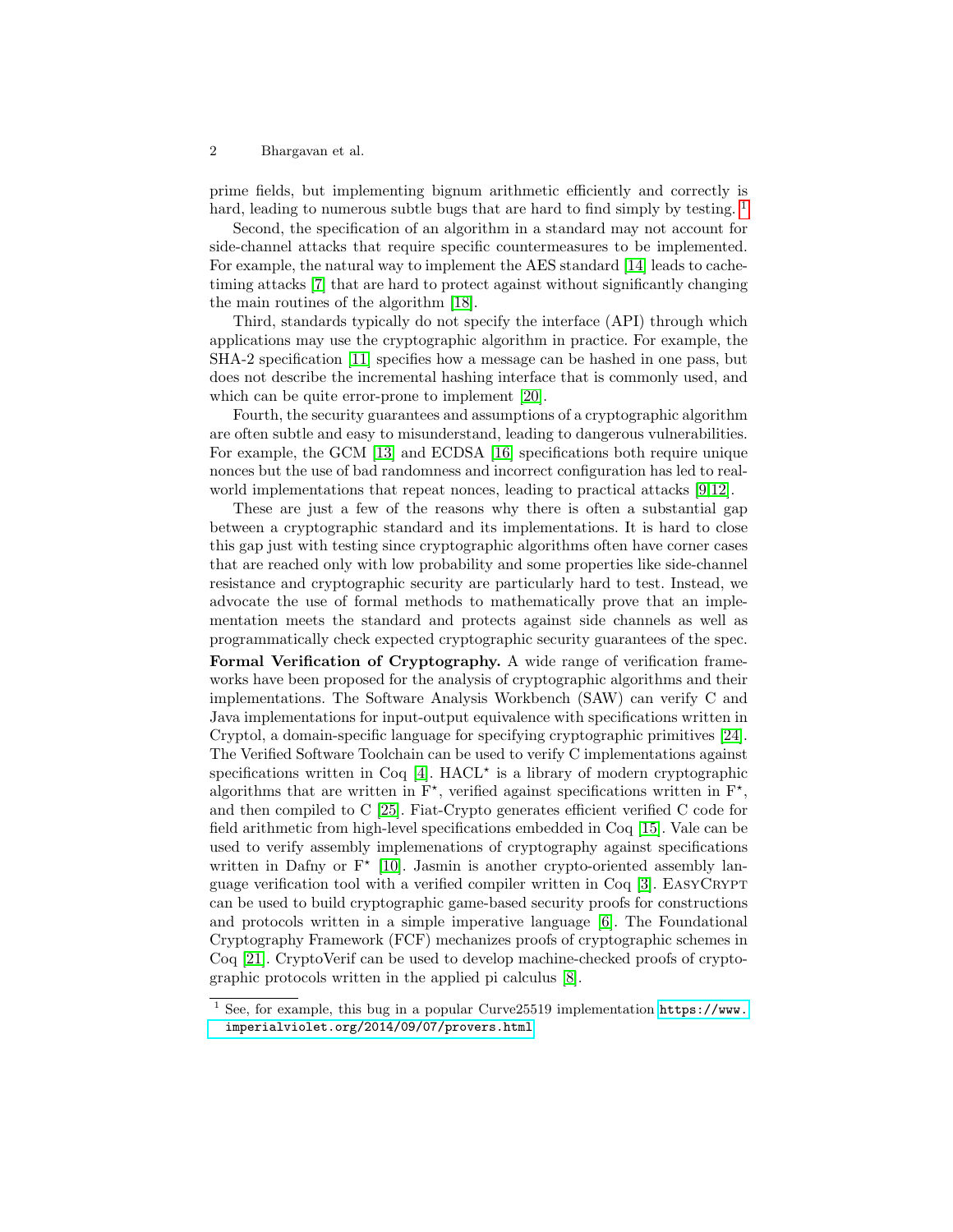prime fields, but implementing bignum arithmetic efficiently and correctly is hard, leading to numerous subtle bugs that are hard to find simply by testing. [1]

Second, the specification of an algorithm in a standard may not account for side-channel attacks that require specific countermeasures to be implemented. For example, the natural way to implement the AES standard [14] leads to cache-timing attacks [7] that are hard to protect against without significantly changing the main routines of the algorithm [18].

Third, standards typically do not specify the interface (API) through which applications may use the cryptographic algorithm in practice. For example, the SHA-2 specification [11] specifies how a message can be hashed in one pass, but does not describe the incremental hashing interface that is commonly used, and which can be quite error-prone to implement [20].

Fourth, the security guarantees and assumptions of a cryptographic algorithm are often subtle and easy to misunderstand, leading to dangerous vulnerabilities. For example, the GCM [13] and ECDSA [16] specifications both require unique nonces but the use of bad randomness and incorrect configuration has led to real-world implementations that repeat nonces, leading to practical attacks [9,12].

These are just a few of the reasons why there is often a substantial gap between a cryptographic standard and its implementations. It is hard to close this gap just with testing since cryptographic algorithms often have corner cases that are reached only with low probability and some properties like side-channel resistance and cryptographic security are particularly hard to test. Instead, we advocate the use of formal methods to mathematically prove that an implementation meets the standard and protects against side channels as well as programmatically check expected cryptographic security guarantees of the spec.

**Formal Verification of Cryptography.** A wide range of verification frameworks have been proposed for the analysis of cryptographic algorithms and their implementations. The Software Analysis Workbench (SAW) can verify C and Java implementations for input-output equivalence with specifications written in Cryptol, a domain-specific language for specifying cryptographic primitives [24]. The Verified Software Toolchain can be used to verify C implementations against specifications written in Coq [4]. HACL$^\star$ is a library of modern cryptographic algorithms that are written in F$^\star$, verified against specifications written in F$^\star$, and then compiled to C [25]. Fiat-Crypto generates efficient verified C code for field arithmetic from high-level specifications embedded in Coq [15]. Vale can be used to verify assembly implemenations of cryptography against specifications written in Dafny or F$^\star$ [10]. Jasmin is another crypto-oriented assembly language verification tool with a verified compiler written in Coq [3]. EasyCrypt can be used to build cryptographic game-based security proofs for constructions and protocols written in a simple imperative language [6]. The Foundational Cryptography Framework (FCF) mechanizes proofs of cryptographic schemes in Coq [21]. CryptoVerif can be used to develop machine-checked proofs of cryptographic protocols written in the applied pi calculus [8].

[1] See, for example, this bug in a popular Curve25519 implementation https://www.imperialviolet.org/2014/09/07/provers.html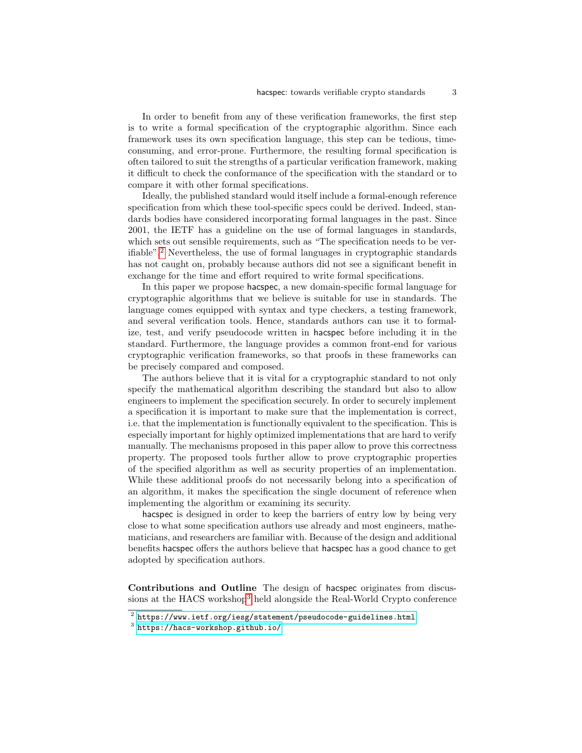In order to benefit from any of these verification frameworks, the first step is to write a formal specification of the cryptographic algorithm. Since each framework uses its own specification language, this step can be tedious, time-consuming, and error-prone. Furthermore, the resulting formal specification is often tailored to suit the strengths of a particular verification framework, making it difficult to check the conformance of the specification with the standard or to compare it with other formal specifications.

Ideally, the published standard would itself include a formal-enough reference specification from which these tool-specific specs could be derived. Indeed, standards bodies have considered incorporating formal languages in the past. Since 2001, the IETF has a guideline on the use of formal languages in standards, which sets out sensible requirements, such as "The specification needs to be verifiable".[2] Nevertheless, the use of formal languages in cryptographic standards has not caught on, probably because authors did not see a significant benefit in exchange for the time and effort required to write formal specifications.

In this paper we propose hacspec, a new domain-specific formal language for cryptographic algorithms that we believe is suitable for use in standards. The language comes equipped with syntax and type checkers, a testing framework, and several verification tools. Hence, standards authors can use it to formalize, test, and verify pseudocode written in hacspec before including it in the standard. Furthermore, the language provides a common front-end for various cryptographic verification frameworks, so that proofs in these frameworks can be precisely compared and composed.

The authors believe that it is vital for a cryptographic standard to not only specify the mathematical algorithm describing the standard but also to allow engineers to implement the specification securely. In order to securely implement a specification it is important to make sure that the implementation is correct, i.e. that the implementation is functionally equivalent to the specification. This is especially important for highly optimized implementations that are hard to verify manually. The mechanisms proposed in this paper allow to prove this correctness property. The proposed tools further allow to prove cryptographic properties of the specified algorithm as well as security properties of an implementation. While these additional proofs do not necessarily belong into a specification of an algorithm, it makes the specification the single document of reference when implementing the algorithm or examining its security.

hacspec is designed in order to keep the barriers of entry low by being very close to what some specification authors use already and most engineers, mathematicians, and researchers are familiar with. Because of the design and additional benefits hacspec offers the authors believe that hacspec has a good chance to get adopted by specification authors.

**Contributions and Outline** The design of hacspec originates from discussions at the HACS workshop[3] held alongside the Real-World Crypto conference

[2] https://www.ietf.org/iesg/statement/pseudocode-guidelines.html

[3] https://hacs-workshop.github.io/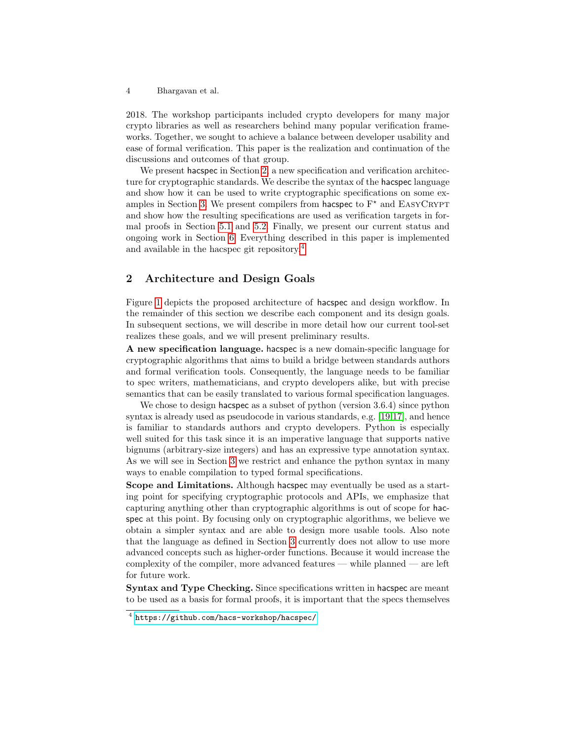2018. The workshop participants included crypto developers for many major crypto libraries as well as researchers behind many popular verification frameworks. Together, we sought to achieve a balance between developer usability and ease of formal verification. This paper is the realization and continuation of the discussions and outcomes of that group.

We present hacspec in Section 2, a new specification and verification architecture for cryptographic standards. We describe the syntax of the hacspec language and show how it can be used to write cryptographic specifications on some examples in Section 3. We present compilers from hacspec to F* and EasyCrypt and show how the resulting specifications are used as verification targets in formal proofs in Section 5.1 and 5.2. Finally, we present our current status and ongoing work in Section 6. Everything described in this paper is implemented and available in the hacspec git repository.[4]

## 2 Architecture and Design Goals

Figure 1 depicts the proposed architecture of hacspec and design workflow. In the remainder of this section we describe each component and its design goals. In subsequent sections, we will describe in more detail how our current tool-set realizes these goals, and we will present preliminary results.

**A new specification language.** hacspec is a new domain-specific language for cryptographic algorithms that aims to build a bridge between standards authors and formal verification tools. Consequently, the language needs to be familiar to spec writers, mathematicians, and crypto developers alike, but with precise semantics that can be easily translated to various formal specification languages.

We chose to design hacspec as a subset of python (version 3.6.4) since python syntax is already used as pseudocode in various standards, e.g. [19,17], and hence is familiar to standards authors and crypto developers. Python is especially well suited for this task since it is an imperative language that supports native bignums (arbitrary-size integers) and has an expressive type annotation syntax. As we will see in Section 3 we restrict and enhance the python syntax in many ways to enable compilation to typed formal specifications.

**Scope and Limitations.** Although hacspec may eventually be used as a starting point for specifying cryptographic protocols and APIs, we emphasize that capturing anything other than cryptographic algorithms is out of scope for hacspec at this point. By focusing only on cryptographic algorithms, we believe we obtain a simpler syntax and are able to design more usable tools. Also note that the language as defined in Section 3 currently does not allow to use more advanced concepts such as higher-order functions. Because it would increase the complexity of the compiler, more advanced features — while planned — are left for future work.

**Syntax and Type Checking.** Since specifications written in hacspec are meant to be used as a basis for formal proofs, it is important that the specs themselves

[4] https://github.com/hacs-workshop/hacspec/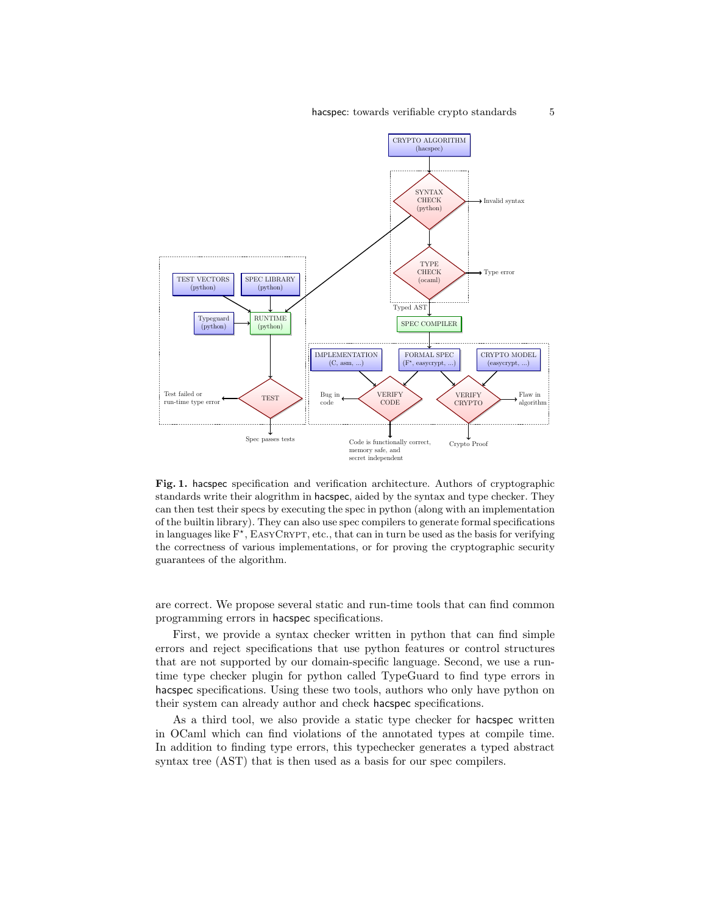**Fig. 1.** hacspec specification and verification architecture. Authors of cryptographic standards write their alogrithm in hacspec, aided by the syntax and type checker. They can then test their specs by executing the spec in python (along with an implementation of the builtin library). They can also use spec compilers to generate formal specifications in languages like F*, EasyCrypt, etc., that can in turn be used as the basis for verifying the correctness of various implementations, or for proving the cryptographic security guarantees of the algorithm.

are correct. We propose several static and run-time tools that can find common programming errors in hacspec specifications.

First, we provide a syntax checker written in python that can find simple errors and reject specifications that use python features or control structures that are not supported by our domain-specific language. Second, we use a run-time type checker plugin for python called TypeGuard to find type errors in hacspec specifications. Using these two tools, authors who only have python on their system can already author and check hacspec specifications.

As a third tool, we also provide a static type checker for hacspec written in OCaml which can find violations of the annotated types at compile time. In addition to finding type errors, this typechecker generates a typed abstract syntax tree (AST) that is then used as a basis for our spec compilers.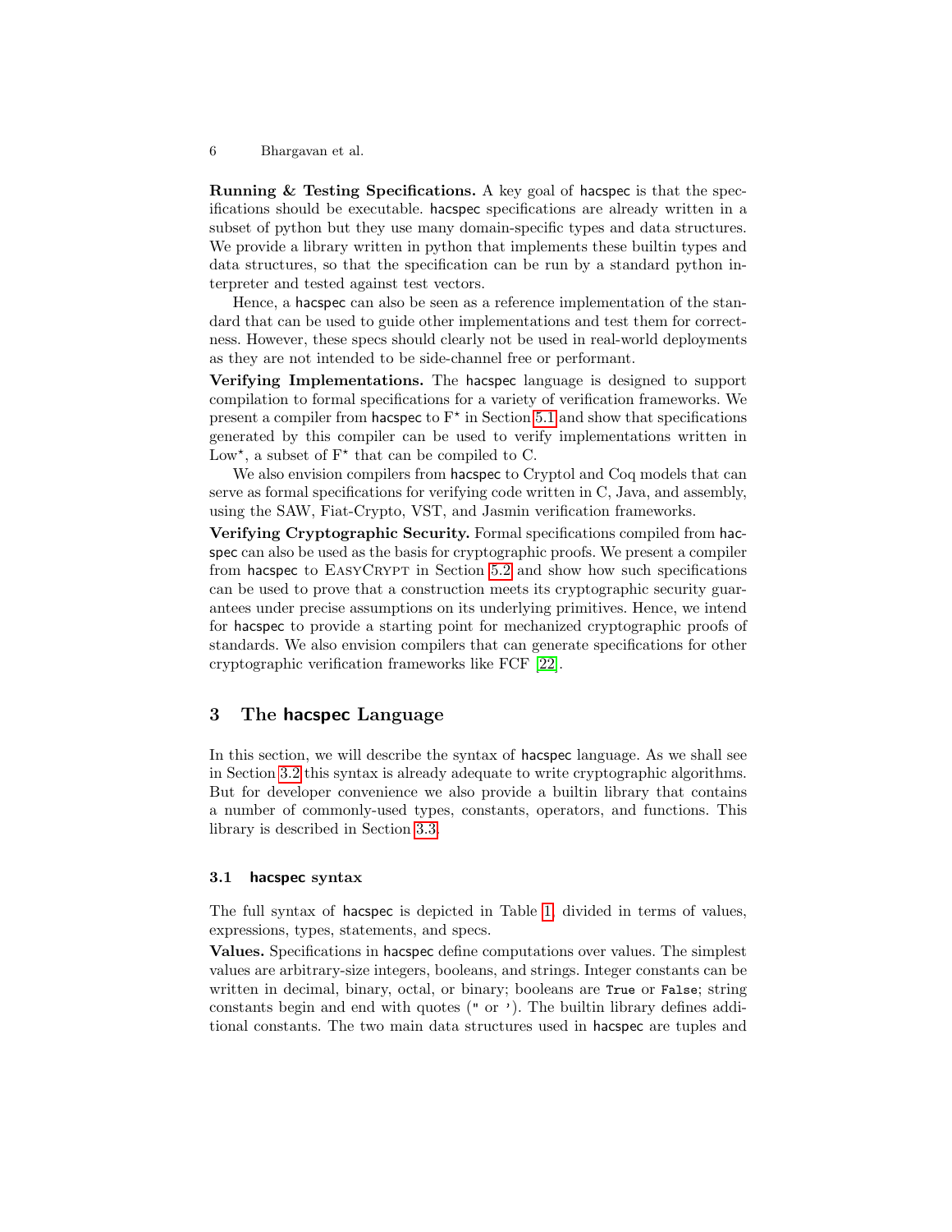**Running & Testing Specifications.** A key goal of hacspec is that the specifications should be executable. hacspec specifications are already written in a subset of python but they use many domain-specific types and data structures. We provide a library written in python that implements these builtin types and data structures, so that the specification can be run by a standard python interpreter and tested against test vectors.

Hence, a hacspec can also be seen as a reference implementation of the standard that can be used to guide other implementations and test them for correctness. However, these specs should clearly not be used in real-world deployments as they are not intended to be side-channel free or performant.

**Verifying Implementations.** The hacspec language is designed to support compilation to formal specifications for a variety of verification frameworks. We present a compiler from hacspec to F$^\star$ in Section 5.1 and show that specifications generated by this compiler can be used to verify implementations written in Low$^\star$, a subset of F$^\star$ that can be compiled to C.

We also envision compilers from hacspec to Cryptol and Coq models that can serve as formal specifications for verifying code written in C, Java, and assembly, using the SAW, Fiat-Crypto, VST, and Jasmin verification frameworks.

**Verifying Cryptographic Security.** Formal specifications compiled from hacspec can also be used as the basis for cryptographic proofs. We present a compiler from hacspec to EasyCrypt in Section 5.2 and show how such specifications can be used to prove that a construction meets its cryptographic security guarantees under precise assumptions on its underlying primitives. Hence, we intend for hacspec to provide a starting point for mechanized cryptographic proofs of standards. We also envision compilers that can generate specifications for other cryptographic verification frameworks like FCF [22].

# 3 The hacspec Language

In this section, we will describe the syntax of hacspec language. As we shall see in Section 3.2 this syntax is already adequate to write cryptographic algorithms. But for developer convenience we also provide a builtin library that contains a number of commonly-used types, constants, operators, and functions. This library is described in Section 3.3.

## 3.1 hacspec syntax

The full syntax of hacspec is depicted in Table 1, divided in terms of values, expressions, types, statements, and specs.

**Values.** Specifications in hacspec define computations over values. The simplest values are arbitrary-size integers, booleans, and strings. Integer constants can be written in decimal, binary, octal, or binary; booleans are `True` or `False`; string constants begin and end with quotes (`"` or `'`). The builtin library defines additional constants. The two main data structures used in hacspec are tuples and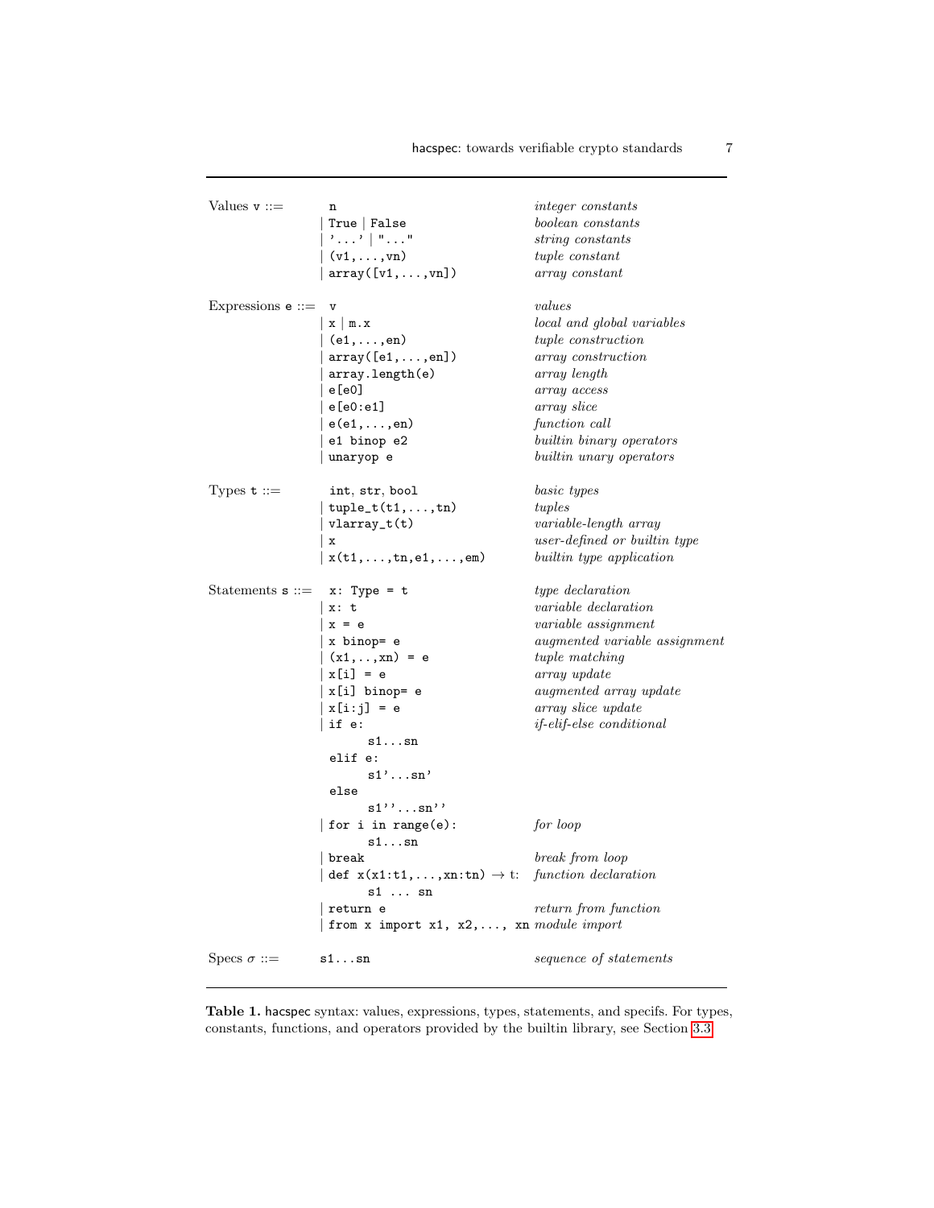```
Values v ::=        n                                    integer constants
                  | True | False                         boolean constants
                  | '...' | "..."                        string constants
                  | (v1,...,vn)                          tuple constant
                  | array([v1,...,vn])                   array constant

Expressions e ::=   v                                    values
                  | x | m.x                              local and global variables
                  | (e1,...,en)                          tuple construction
                  | array([e1,...,en])                   array construction
                  | array.length(e)                      array length
                  | e[e0]                                array access
                  | e[e0:e1]                             array slice
                  | e(e1,...,en)                         function call
                  | e1 binop e2                          builtin binary operators
                  | unaryop e                            builtin unary operators

Types t ::=         int, str, bool                       basic types
                  | tuple_t(t1,...,tn)                   tuples
                  | vlarray_t(t)                         variable-length array
                  | x                                    user-defined or builtin type
                  | x(t1,...,tn,e1,...,em)               builtin type application

Statements s ::=    x: Type = t                          type declaration
                  | x: t                                 variable declaration
                  | x = e                                variable assignment
                  | x binop= e                           augmented variable assignment
                  | (x1,..,xn) = e                       tuple matching
                  | x[i] = e                             array update
                  | x[i] binop= e                        augmented array update
                  | x[i:j] = e                           array slice update
                  | if e:                                if-elif-else conditional
                        s1...sn
                    elif e:
                        s1'...sn'
                    else
                        s1''...sn''
                  | for i in range(e):                   for loop
                        s1...sn
                  | break                                break from loop
                  | def x(x1:t1,...,xn:tn) → t:          function declaration
                        s1 ... sn
                  | return e                             return from function
                  | from x import x1, x2,..., xn         module import

Specs σ ::=         s1...sn                              sequence of statements
```

**Table 1.** hacspec syntax: values, expressions, types, statements, and specifs. For types, constants, functions, and operators provided by the builtin library, see Section 3.3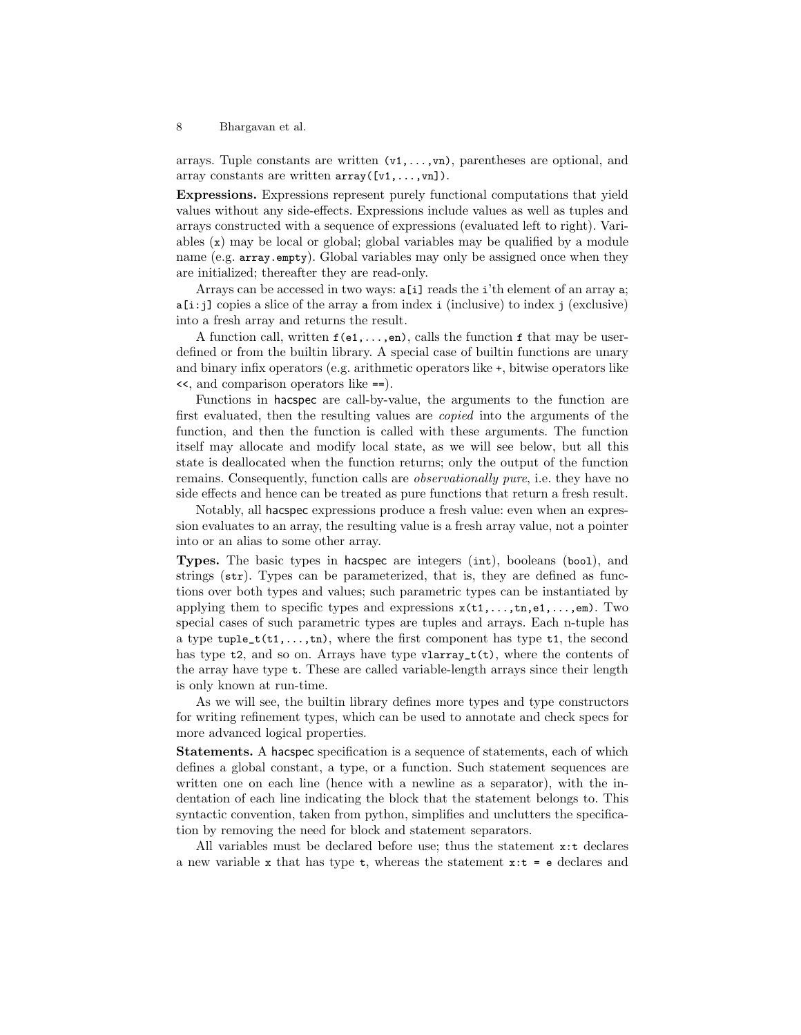arrays. Tuple constants are written `(v1,...,vn)`, parentheses are optional, and array constants are written `array([v1,...,vn])`.

**Expressions.** Expressions represent purely functional computations that yield values without any side-effects. Expressions include values as well as tuples and arrays constructed with a sequence of expressions (evaluated left to right). Variables (`x`) may be local or global; global variables may be qualified by a module name (e.g. `array.empty`). Global variables may only be assigned once when they are initialized; thereafter they are read-only.

Arrays can be accessed in two ways: `a[i]` reads the `i`'th element of an array `a`; `a[i:j]` copies a slice of the array `a` from index `i` (inclusive) to index `j` (exclusive) into a fresh array and returns the result.

A function call, written `f(e1,...,en)`, calls the function `f` that may be user-defined or from the builtin library. A special case of builtin functions are unary and binary infix operators (e.g. arithmetic operators like `+`, bitwise operators like `<<`, and comparison operators like `==`).

Functions in hacspec are call-by-value, the arguments to the function are first evaluated, then the resulting values are *copied* into the arguments of the function, and then the function is called with these arguments. The function itself may allocate and modify local state, as we will see below, but all this state is deallocated when the function returns; only the output of the function remains. Consequently, function calls are *observationally pure*, i.e. they have no side effects and hence can be treated as pure functions that return a fresh result.

Notably, all hacspec expressions produce a fresh value: even when an expression evaluates to an array, the resulting value is a fresh array value, not a pointer into or an alias to some other array.

**Types.** The basic types in hacspec are integers (`int`), booleans (`bool`), and strings (`str`). Types can be parameterized, that is, they are defined as functions over both types and values; such parametric types can be instantiated by applying them to specific types and expressions `x(t1,...,tn,e1,...,em)`. Two special cases of such parametric types are tuples and arrays. Each n-tuple has a type `tuple_t(t1,...,tn)`, where the first component has type `t1`, the second has type `t2`, and so on. Arrays have type `vlarray_t(t)`, where the contents of the array have type `t`. These are called variable-length arrays since their length is only known at run-time.

As we will see, the builtin library defines more types and type constructors for writing refinement types, which can be used to annotate and check specs for more advanced logical properties.

**Statements.** A hacspec specification is a sequence of statements, each of which defines a global constant, a type, or a function. Such statement sequences are written one on each line (hence with a newline as a separator), with the indentation of each line indicating the block that the statement belongs to. This syntactic convention, taken from python, simplifies and unclutters the specification by removing the need for block and statement separators.

All variables must be declared before use; thus the statement `x:t` declares a new variable `x` that has type `t`, whereas the statement `x:t = e` declares and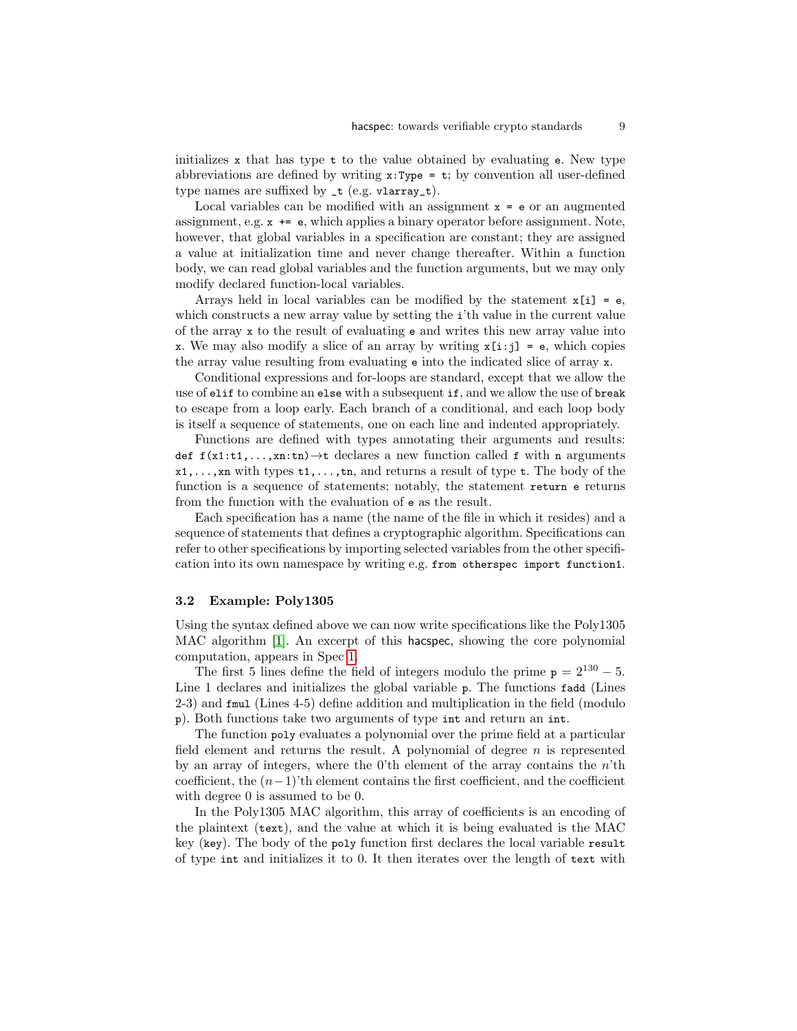initializes `x` that has type `t` to the value obtained by evaluating `e`. New type abbreviations are defined by writing `x:Type = t`; by convention all user-defined type names are suffixed by `_t` (e.g. `vlarray_t`).

Local variables can be modified with an assignment `x = e` or an augmented assignment, e.g. `x += e`, which applies a binary operator before assignment. Note, however, that global variables in a specification are constant; they are assigned a value at initialization time and never change thereafter. Within a function body, we can read global variables and the function arguments, but we may only modify declared function-local variables.

Arrays held in local variables can be modified by the statement `x[i] = e`, which constructs a new array value by setting the `i`'th value in the current value of the array `x` to the result of evaluating `e` and writes this new array value into `x`. We may also modify a slice of an array by writing `x[i:j] = e`, which copies the array value resulting from evaluating `e` into the indicated slice of array `x`.

Conditional expressions and for-loops are standard, except that we allow the use of `elif` to combine an `else` with a subsequent `if`, and we allow the use of `break` to escape from a loop early. Each branch of a conditional, and each loop body is itself a sequence of statements, one on each line and indented appropriately.

Functions are defined with types annotating their arguments and results: `def f(x1:t1,...,xn:tn)→t` declares a new function called `f` with `n` arguments `x1,...,xn` with types `t1,...,tn`, and returns a result of type `t`. The body of the function is a sequence of statements; notably, the statement `return e` returns from the function with the evaluation of `e` as the result.

Each specification has a name (the name of the file in which it resides) and a sequence of statements that defines a cryptographic algorithm. Specifications can refer to other specifications by importing selected variables from the other specification into its own namespace by writing e.g. `from otherspec import function1`.

### 3.2 Example: Poly1305

Using the syntax defined above we can now write specifications like the Poly1305 MAC algorithm [1]. An excerpt of this hacspec, showing the core polynomial computation, appears in Spec 1.

The first 5 lines define the field of integers modulo the prime $p = 2^{130} - 5$. Line 1 declares and initializes the global variable `p`. The functions `fadd` (Lines 2-3) and `fmul` (Lines 4-5) define addition and multiplication in the field (modulo `p`). Both functions take two arguments of type `int` and return an `int`.

The function `poly` evaluates a polynomial over the prime field at a particular field element and returns the result. A polynomial of degree $n$ is represented by an array of integers, where the 0'th element of the array contains the $n$'th coefficient, the $(n-1)$'th element contains the first coefficient, and the coefficient with degree 0 is assumed to be 0.

In the Poly1305 MAC algorithm, this array of coefficients is an encoding of the plaintext (`text`), and the value at which it is being evaluated is the MAC key (`key`). The body of the `poly` function first declares the local variable `result` of type `int` and initializes it to 0. It then iterates over the length of `text` with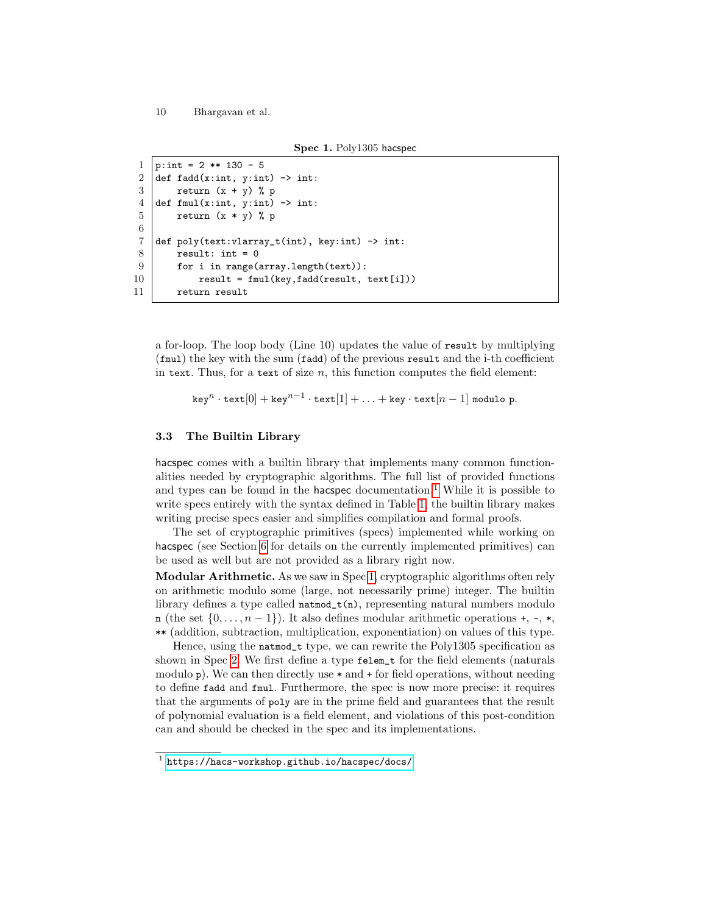**Spec 1.** Poly1305 hacspec

```
p:int = 2 ** 130 - 5
def fadd(x:int, y:int) -> int:
    return (x + y) % p
def fmul(x:int, y:int) -> int:
    return (x * y) % p

def poly(text:vlarray_t(int), key:int) -> int:
    result: int = 0
    for i in range(array.length(text)):
        result = fmul(key,fadd(result, text[i]))
    return result
```

a for-loop. The loop body (Line 10) updates the value of `result` by multiplying (`fmul`) the key with the sum (`fadd`) of the previous `result` and the i-th coefficient in `text`. Thus, for a `text` of size $n$, this function computes the field element:

$$\texttt{key}^n \cdot \texttt{text}[0] + \texttt{key}^{n-1} \cdot \texttt{text}[1] + \ldots + \texttt{key} \cdot \texttt{text}[n-1] \ \texttt{modulo p}.$$

### 3.3 The Builtin Library

hacspec comes with a builtin library that implements many common functionalities needed by cryptographic algorithms. The full list of provided functions and types can be found in the hacspec documentation.[1] While it is possible to write specs entirely with the syntax defined in Table 1, the builtin library makes writing precise specs easier and simplifies compilation and formal proofs.

The set of cryptographic primitives (specs) implemented while working on hacspec (see Section 6 for details on the currently implemented primitives) can be used as well but are not provided as a library right now.

**Modular Arithmetic.** As we saw in Spec 1, cryptographic algorithms often rely on arithmetic modulo some (large, not necessarily prime) integer. The builtin library defines a type called `natmod_t(n)`, representing natural numbers modulo `n` (the set $\{0, \ldots, n-1\}$). It also defines modular arithmetic operations `+`, `-`, `*`, `**` (addition, subtraction, multiplication, exponentiation) on values of this type.

Hence, using the `natmod_t` type, we can rewrite the Poly1305 specification as shown in Spec 2. We first define a type `felem_t` for the field elements (naturals modulo `p`). We can then directly use `*` and `+` for field operations, without needing to define `fadd` and `fmul`. Furthermore, the spec is now more precise: it requires that the arguments of `poly` are in the prime field and guarantees that the result of polynomial evaluation is a field element, and violations of this post-condition can and should be checked in the spec and its implementations.

[1] https://hacs-workshop.github.io/hacspec/docs/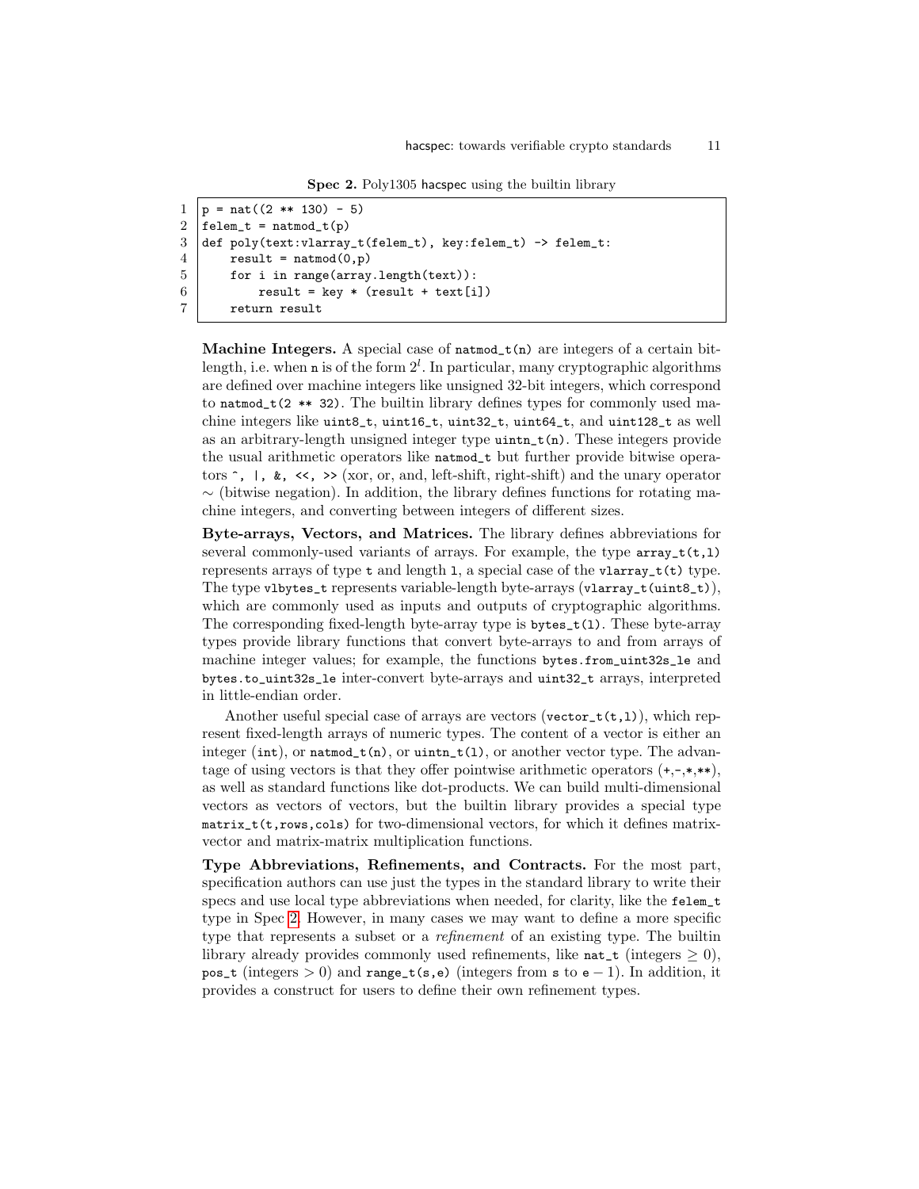**Spec 2.** Poly1305 hacspec using the builtin library

```
p = nat((2 ** 130) - 5)
felem_t = natmod_t(p)
def poly(text:vlarray_t(felem_t), key:felem_t) -> felem_t:
    result = natmod(0,p)
    for i in range(array.length(text)):
        result = key * (result + text[i])
    return result
```

**Machine Integers.** A special case of `natmod_t(n)` are integers of a certain bit-length, i.e. when `n` is of the form $2^l$. In particular, many cryptographic algorithms are defined over machine integers like unsigned 32-bit integers, which correspond to `natmod_t(2 ** 32)`. The builtin library defines types for commonly used machine integers like `uint8_t`, `uint16_t`, `uint32_t`, `uint64_t`, and `uint128_t` as well as an arbitrary-length unsigned integer type `uintn_t(n)`. These integers provide the usual arithmetic operators like `natmod_t` but further provide bitwise operators `^`, `|`, `&`, `<<`, `>>` (xor, or, and, left-shift, right-shift) and the unary operator $\sim$ (bitwise negation). In addition, the library defines functions for rotating machine integers, and converting between integers of different sizes.

**Byte-arrays, Vectors, and Matrices.** The library defines abbreviations for several commonly-used variants of arrays. For example, the type `array_t(t,l)` represents arrays of type `t` and length `l`, a special case of the `vlarray_t(t)` type. The type `vlbytes_t` represents variable-length byte-arrays (`vlarray_t(uint8_t)`), which are commonly used as inputs and outputs of cryptographic algorithms. The corresponding fixed-length byte-array type is `bytes_t(l)`. These byte-array types provide library functions that convert byte-arrays to and from arrays of machine integer values; for example, the functions `bytes.from_uint32s_le` and `bytes.to_uint32s_le` inter-convert byte-arrays and `uint32_t` arrays, interpreted in little-endian order.

Another useful special case of arrays are vectors (`vector_t(t,l)`), which represent fixed-length arrays of numeric types. The content of a vector is either an integer (`int`), or `natmod_t(n)`, or `uintn_t(l)`, or another vector type. The advantage of using vectors is that they offer pointwise arithmetic operators (`+`,`-`,`*`,`**`), as well as standard functions like dot-products. We can build multi-dimensional vectors as vectors of vectors, but the builtin library provides a special type `matrix_t(t,rows,cols)` for two-dimensional vectors, for which it defines matrix-vector and matrix-matrix multiplication functions.

**Type Abbreviations, Refinements, and Contracts.** For the most part, specification authors can use just the types in the standard library to write their specs and use local type abbreviations when needed, for clarity, like the `felem_t` type in Spec 2. However, in many cases we may want to define a more specific type that represents a subset or a *refinement* of an existing type. The builtin library already provides commonly used refinements, like `nat_t` (integers $\geq 0$), `pos_t` (integers $> 0$) and `range_t(s,e)` (integers from `s` to $\texttt{e} - 1$). In addition, it provides a construct for users to define their own refinement types.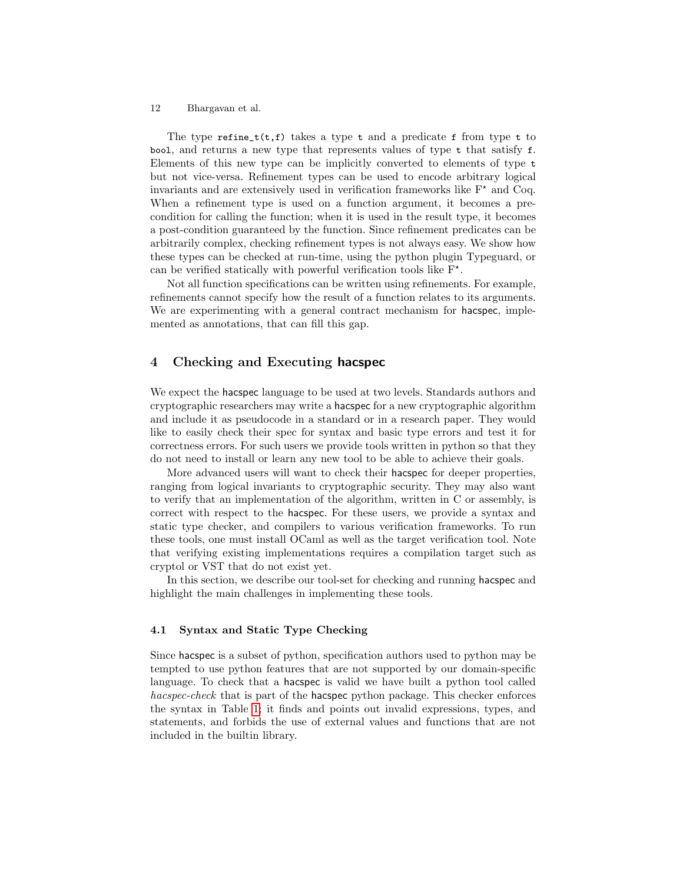The type `refine_t(t,f)` takes a type `t` and a predicate `f` from type `t` to `bool`, and returns a new type that represents values of type `t` that satisfy `f`. Elements of this new type can be implicitly converted to elements of type `t` but not vice-versa. Refinement types can be used to encode arbitrary logical invariants and are extensively used in verification frameworks like F$^\star$ and Coq. When a refinement type is used on a function argument, it becomes a precondition for calling the function; when it is used in the result type, it becomes a post-condition guaranteed by the function. Since refinement predicates can be arbitrarily complex, checking refinement types is not always easy. We show how these types can be checked at run-time, using the python plugin Typeguard, or can be verified statically with powerful verification tools like F$^\star$.

Not all function specifications can be written using refinements. For example, refinements cannot specify how the result of a function relates to its arguments. We are experimenting with a general contract mechanism for hacspec, implemented as annotations, that can fill this gap.

## 4 Checking and Executing hacspec

We expect the hacspec language to be used at two levels. Standards authors and cryptographic researchers may write a hacspec for a new cryptographic algorithm and include it as pseudocode in a standard or in a research paper. They would like to easily check their spec for syntax and basic type errors and test it for correctness errors. For such users we provide tools written in python so that they do not need to install or learn any new tool to be able to achieve their goals.

More advanced users will want to check their hacspec for deeper properties, ranging from logical invariants to cryptographic security. They may also want to verify that an implementation of the algorithm, written in C or assembly, is correct with respect to the hacspec. For these users, we provide a syntax and static type checker, and compilers to various verification frameworks. To run these tools, one must install OCaml as well as the target verification tool. Note that verifying existing implementations requires a compilation target such as cryptol or VST that do not exist yet.

In this section, we describe our tool-set for checking and running hacspec and highlight the main challenges in implementing these tools.

### 4.1 Syntax and Static Type Checking

Since hacspec is a subset of python, specification authors used to python may be tempted to use python features that are not supported by our domain-specific language. To check that a hacspec is valid we have built a python tool called *hacspec-check* that is part of the hacspec python package. This checker enforces the syntax in Table 1; it finds and points out invalid expressions, types, and statements, and forbids the use of external values and functions that are not included in the builtin library.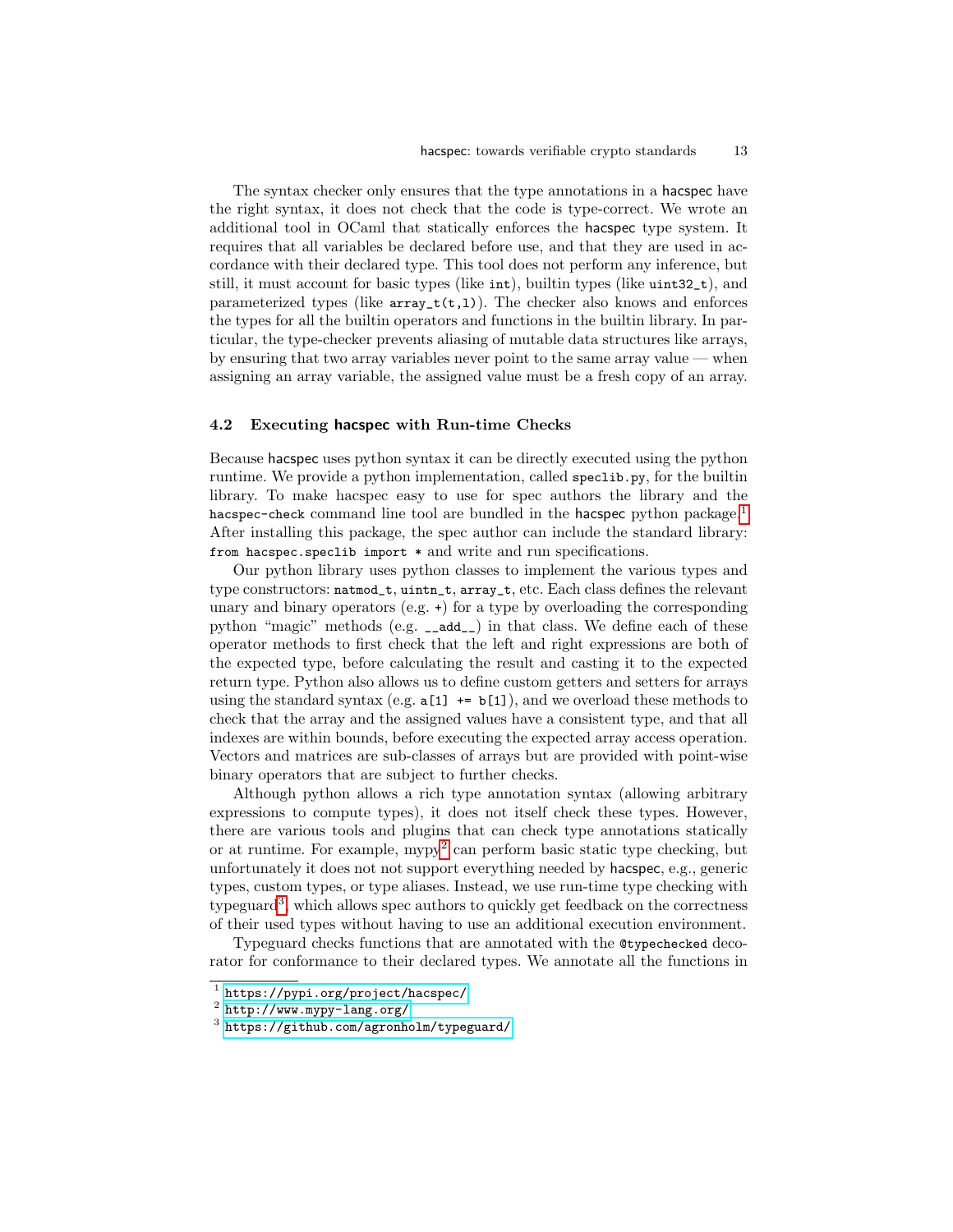The syntax checker only ensures that the type annotations in a hacspec have the right syntax, it does not check that the code is type-correct. We wrote an additional tool in OCaml that statically enforces the hacspec type system. It requires that all variables be declared before use, and that they are used in accordance with their declared type. This tool does not perform any inference, but still, it must account for basic types (like `int`), builtin types (like `uint32_t`), and parameterized types (like `array_t(t,l)`). The checker also knows and enforces the types for all the builtin operators and functions in the builtin library. In particular, the type-checker prevents aliasing of mutable data structures like arrays, by ensuring that two array variables never point to the same array value — when assigning an array variable, the assigned value must be a fresh copy of an array.

### 4.2 Executing hacspec with Run-time Checks

Because hacspec uses python syntax it can be directly executed using the python runtime. We provide a python implementation, called `speclib.py`, for the builtin library. To make hacspec easy to use for spec authors the library and the `hacspec-check` command line tool are bundled in the hacspec python package.[1] After installing this package, the spec author can include the standard library: `from hacspec.speclib import *` and write and run specifications.

Our python library uses python classes to implement the various types and type constructors: `natmod_t`, `uintn_t`, `array_t`, etc. Each class defines the relevant unary and binary operators (e.g. `+`) for a type by overloading the corresponding python "magic" methods (e.g. `__add__`) in that class. We define each of these operator methods to first check that the left and right expressions are both of the expected type, before calculating the result and casting it to the expected return type. Python also allows us to define custom getters and setters for arrays using the standard syntax (e.g. `a[1] += b[1]`), and we overload these methods to check that the array and the assigned values have a consistent type, and that all indexes are within bounds, before executing the expected array access operation. Vectors and matrices are sub-classes of arrays but are provided with point-wise binary operators that are subject to further checks.

Although python allows a rich type annotation syntax (allowing arbitrary expressions to compute types), it does not itself check these types. However, there are various tools and plugins that can check type annotations statically or at runtime. For example, mypy[2] can perform basic static type checking, but unfortunately it does not not support everything needed by hacspec, e.g., generic types, custom types, or type aliases. Instead, we use run-time type checking with typeguard[3], which allows spec authors to quickly get feedback on the correctness of their used types without having to use an additional execution environment.

Typeguard checks functions that are annotated with the `@typechecked` decorator for conformance to their declared types. We annotate all the functions in

---

[1] https://pypi.org/project/hacspec/

[2] http://www.mypy-lang.org/

[3] https://github.com/agronholm/typeguard/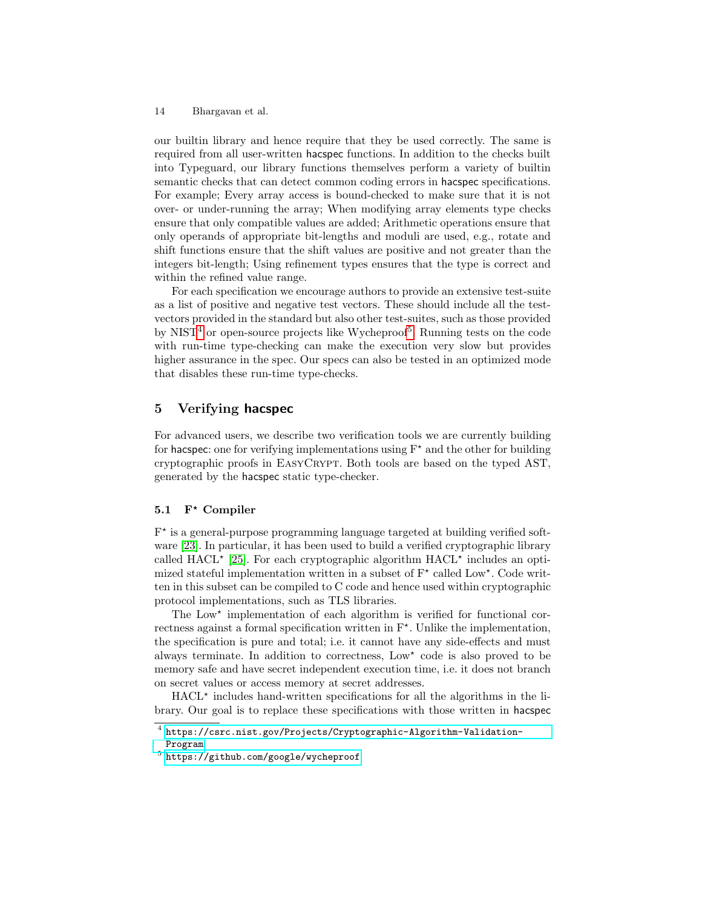our builtin library and hence require that they be used correctly. The same is required from all user-written hacspec functions. In addition to the checks built into Typeguard, our library functions themselves perform a variety of builtin semantic checks that can detect common coding errors in hacspec specifications. For example; Every array access is bound-checked to make sure that it is not over- or under-running the array; When modifying array elements type checks ensure that only compatible values are added; Arithmetic operations ensure that only operands of appropriate bit-lengths and moduli are used, e.g., rotate and shift functions ensure that the shift values are positive and not greater than the integers bit-length; Using refinement types ensures that the type is correct and within the refined value range.

For each specification we encourage authors to provide an extensive test-suite as a list of positive and negative test vectors. These should include all the test-vectors provided in the standard but also other test-suites, such as those provided by NIST[4] or open-source projects like Wycheproof[5]. Running tests on the code with run-time type-checking can make the execution very slow but provides higher assurance in the spec. Our specs can also be tested in an optimized mode that disables these run-time type-checks.

## 5 Verifying hacspec

For advanced users, we describe two verification tools we are currently building for hacspec: one for verifying implementations using F⋆ and the other for building cryptographic proofs in EasyCrypt. Both tools are based on the typed AST, generated by the hacspec static type-checker.

### 5.1 F⋆ Compiler

F⋆ is a general-purpose programming language targeted at building verified software [23]. In particular, it has been used to build a verified cryptographic library called HACL⋆ [25]. For each cryptographic algorithm HACL⋆ includes an optimized stateful implementation written in a subset of F⋆ called Low⋆. Code written in this subset can be compiled to C code and hence used within cryptographic protocol implementations, such as TLS libraries.

The Low⋆ implementation of each algorithm is verified for functional correctness against a formal specification written in F⋆. Unlike the implementation, the specification is pure and total; i.e. it cannot have any side-effects and must always terminate. In addition to correctness, Low⋆ code is also proved to be memory safe and have secret independent execution time, i.e. it does not branch on secret values or access memory at secret addresses.

HACL⋆ includes hand-written specifications for all the algorithms in the library. Our goal is to replace these specifications with those written in hacspec

[4] https://csrc.nist.gov/Projects/Cryptographic-Algorithm-Validation-Program

[5] https://github.com/google/wycheproof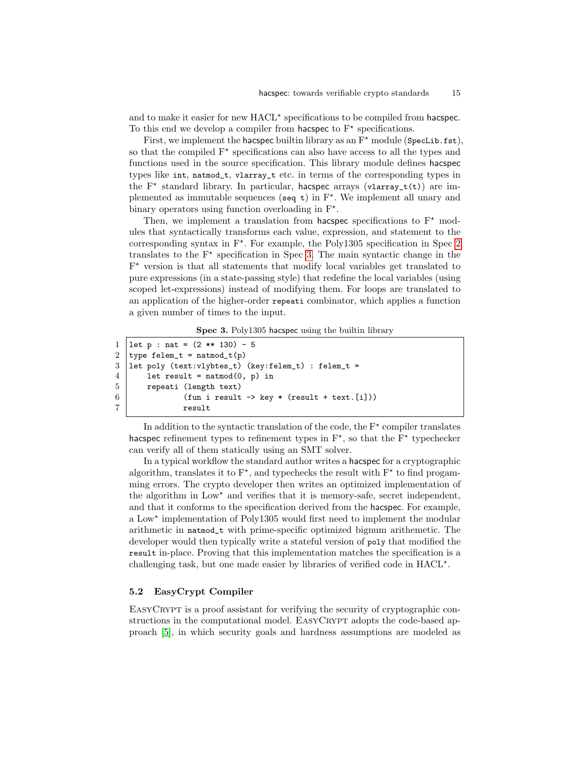and to make it easier for new HACL⋆ specifications to be compiled from hacspec. To this end we develop a compiler from hacspec to F⋆ specifications.

First, we implement the hacspec builtin library as an F⋆ module (`SpecLib.fst`), so that the compiled F⋆ specifications can also have access to all the types and functions used in the source specification. This library module defines hacspec types like `int`, `natmod_t`, `vlarray_t` etc. in terms of the corresponding types in the F⋆ standard library. In particular, hacspec arrays (`vlarray_t(t)`) are implemented as immutable sequences (`seq t`) in F⋆. We implement all unary and binary operators using function overloading in F⋆.

Then, we implement a translation from hacspec specifications to F⋆ modules that syntactically transforms each value, expression, and statement to the corresponding syntax in F⋆. For example, the Poly1305 specification in Spec 2 translates to the F⋆ specification in Spec 3. The main syntactic change in the F⋆ version is that all statements that modify local variables get translated to pure expressions (in a state-passing style) that redefine the local variables (using scoped let-expressions) instead of modifying them. For loops are translated to an application of the higher-order `repeati` combinator, which applies a function a given number of times to the input.

**Spec 3.** Poly1305 hacspec using the builtin library

```
1  let p : nat = (2 ** 130) - 5
2  type felem_t = natmod_t(p)
3  let poly (text:vlybtes_t) (key:felem_t) : felem_t =
4      let result = natmod(0, p) in
5      repeati (length text)
6              (fun i result -> key * (result + text.[i]))
7              result
```

In addition to the syntactic translation of the code, the F⋆ compiler translates hacspec refinement types to refinement types in F⋆, so that the F⋆ typechecker can verify all of them statically using an SMT solver.

In a typical workflow the standard author writes a hacspec for a cryptographic algorithm, translates it to F⋆, and typechecks the result with F⋆ to find progamming errors. The crypto developer then writes an optimized implementation of the algorithm in Low⋆ and verifies that it is memory-safe, secret independent, and that it conforms to the specification derived from the hacspec. For example, a Low⋆ implementation of Poly1305 would first need to implement the modular arithmetic in `natmod_t` with prime-specific optimized bignum arithemetic. The developer would then typically write a stateful version of `poly` that modified the `result` in-place. Proving that this implementation matches the specification is a challenging task, but one made easier by libraries of verified code in HACL⋆.

### 5.2 EasyCrypt Compiler

EasyCrypt is a proof assistant for verifying the security of cryptographic constructions in the computational model. EasyCrypt adopts the code-based approach [5], in which security goals and hardness assumptions are modeled as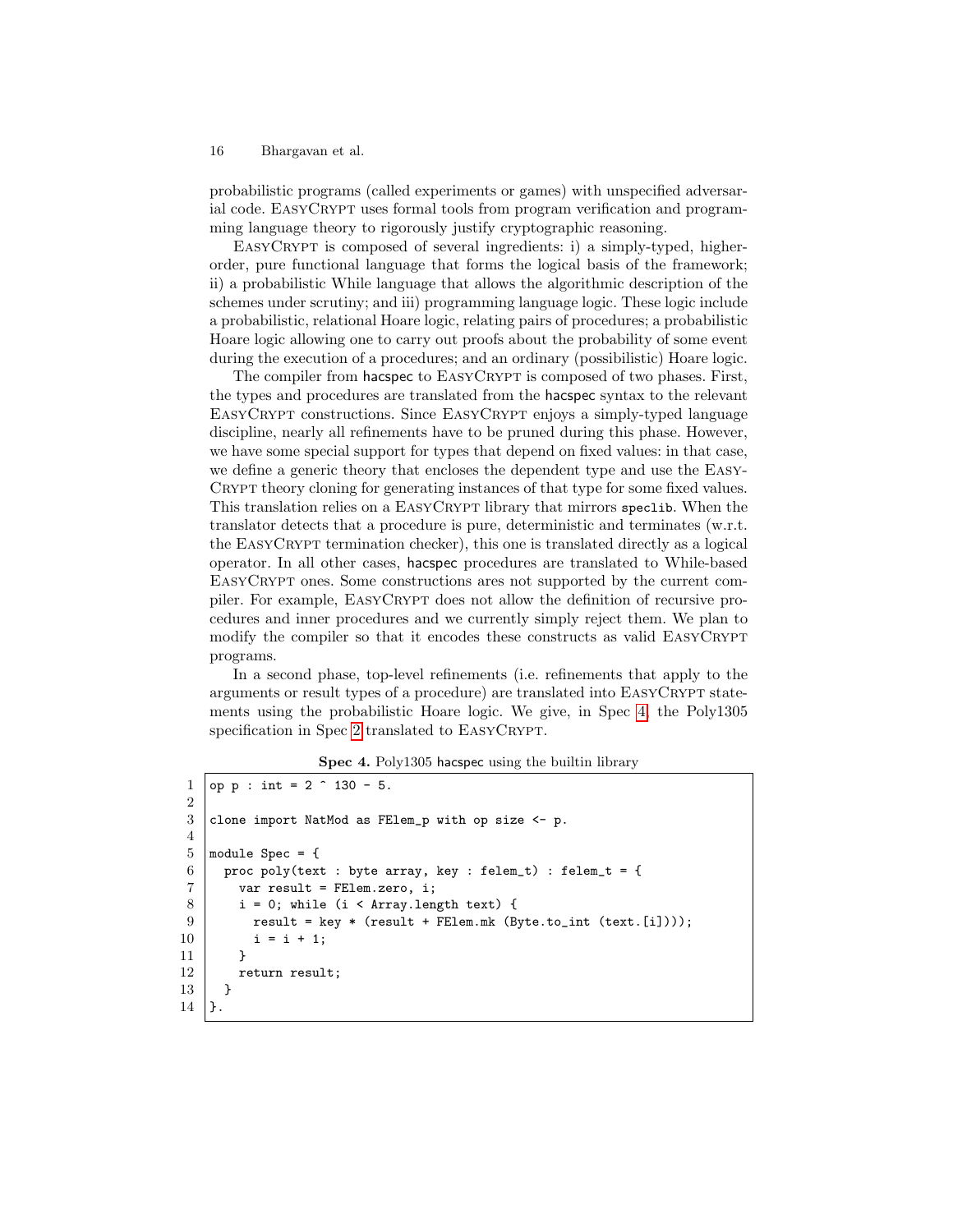probabilistic programs (called experiments or games) with unspecified adversarial code. EasyCrypt uses formal tools from program verification and programming language theory to rigorously justify cryptographic reasoning.

EasyCrypt is composed of several ingredients: i) a simply-typed, higher-order, pure functional language that forms the logical basis of the framework; ii) a probabilistic While language that allows the algorithmic description of the schemes under scrutiny; and iii) programming language logic. These logic include a probabilistic, relational Hoare logic, relating pairs of procedures; a probabilistic Hoare logic allowing one to carry out proofs about the probability of some event during the execution of a procedures; and an ordinary (possibilistic) Hoare logic.

The compiler from hacspec to EasyCrypt is composed of two phases. First, the types and procedures are translated from the hacspec syntax to the relevant EasyCrypt constructions. Since EasyCrypt enjoys a simply-typed language discipline, nearly all refinements have to be pruned during this phase. However, we have some special support for types that depend on fixed values: in that case, we define a generic theory that encloses the dependent type and use the EasyCrypt theory cloning for generating instances of that type for some fixed values. This translation relies on a EasyCrypt library that mirrors speclib. When the translator detects that a procedure is pure, deterministic and terminates (w.r.t. the EasyCrypt termination checker), this one is translated directly as a logical operator. In all other cases, hacspec procedures are translated to While-based EasyCrypt ones. Some constructions ares not supported by the current compiler. For example, EasyCrypt does not allow the definition of recursive procedures and inner procedures and we currently simply reject them. We plan to modify the compiler so that it encodes these constructs as valid EasyCrypt programs.

In a second phase, top-level refinements (i.e. refinements that apply to the arguments or result types of a procedure) are translated into EasyCrypt statements using the probabilistic Hoare logic. We give, in Spec 4, the Poly1305 specification in Spec 2 translated to EasyCrypt.

**Spec 4.** Poly1305 hacspec using the builtin library

```
1  op p : int = 2 ^ 130 - 5.
2
3  clone import NatMod as FElem_p with op size <- p.
4
5  module Spec = {
6    proc poly(text : byte array, key : felem_t) : felem_t = {
7      var result = FElem.zero, i;
8      i = 0; while (i < Array.length text) {
9        result = key * (result + FElem.mk (Byte.to_int (text.[i])));
10       i = i + 1;
11     }
12     return result;
13   }
14 }.
```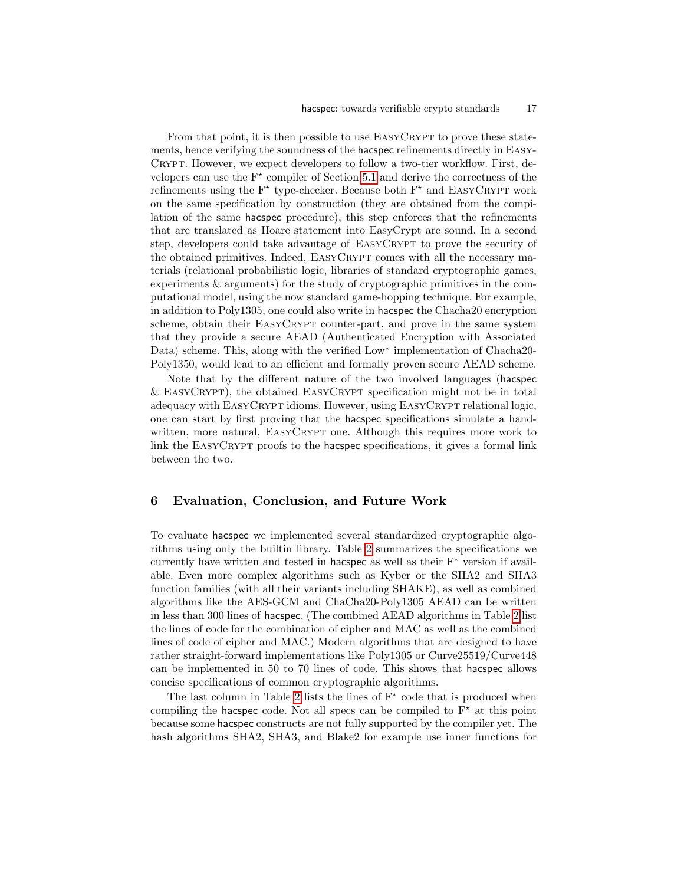From that point, it is then possible to use EasyCrypt to prove these statements, hence verifying the soundness of the hacspec refinements directly in EasyCrypt. However, we expect developers to follow a two-tier workflow. First, developers can use the F* compiler of Section 5.1 and derive the correctness of the refinements using the F* type-checker. Because both F* and EasyCrypt work on the same specification by construction (they are obtained from the compilation of the same hacspec procedure), this step enforces that the refinements that are translated as Hoare statement into EasyCrypt are sound. In a second step, developers could take advantage of EasyCrypt to prove the security of the obtained primitives. Indeed, EasyCrypt comes with all the necessary materials (relational probabilistic logic, libraries of standard cryptographic games, experiments & arguments) for the study of cryptographic primitives in the computational model, using the now standard game-hopping technique. For example, in addition to Poly1305, one could also write in hacspec the Chacha20 encryption scheme, obtain their EasyCrypt counter-part, and prove in the same system that they provide a secure AEAD (Authenticated Encryption with Associated Data) scheme. This, along with the verified Low* implementation of Chacha20-Poly1350, would lead to an efficient and formally proven secure AEAD scheme.

Note that by the different nature of the two involved languages (hacspec & EasyCrypt), the obtained EasyCrypt specification might not be in total adequacy with EasyCrypt idioms. However, using EasyCrypt relational logic, one can start by first proving that the hacspec specifications simulate a handwritten, more natural, EasyCrypt one. Although this requires more work to link the EasyCrypt proofs to the hacspec specifications, it gives a formal link between the two.

## 6 Evaluation, Conclusion, and Future Work

To evaluate hacspec we implemented several standardized cryptographic algorithms using only the builtin library. Table 2 summarizes the specifications we currently have written and tested in hacspec as well as their F* version if available. Even more complex algorithms such as Kyber or the SHA2 and SHA3 function families (with all their variants including SHAKE), as well as combined algorithms like the AES-GCM and ChaCha20-Poly1305 AEAD can be written in less than 300 lines of hacspec. (The combined AEAD algorithms in Table 2 list the lines of code for the combination of cipher and MAC as well as the combined lines of code of cipher and MAC.) Modern algorithms that are designed to have rather straight-forward implementations like Poly1305 or Curve25519/Curve448 can be implemented in 50 to 70 lines of code. This shows that hacspec allows concise specifications of common cryptographic algorithms.

The last column in Table 2 lists the lines of F* code that is produced when compiling the hacspec code. Not all specs can be compiled to F* at this point because some hacspec constructs are not fully supported by the compiler yet. The hash algorithms SHA2, SHA3, and Blake2 for example use inner functions for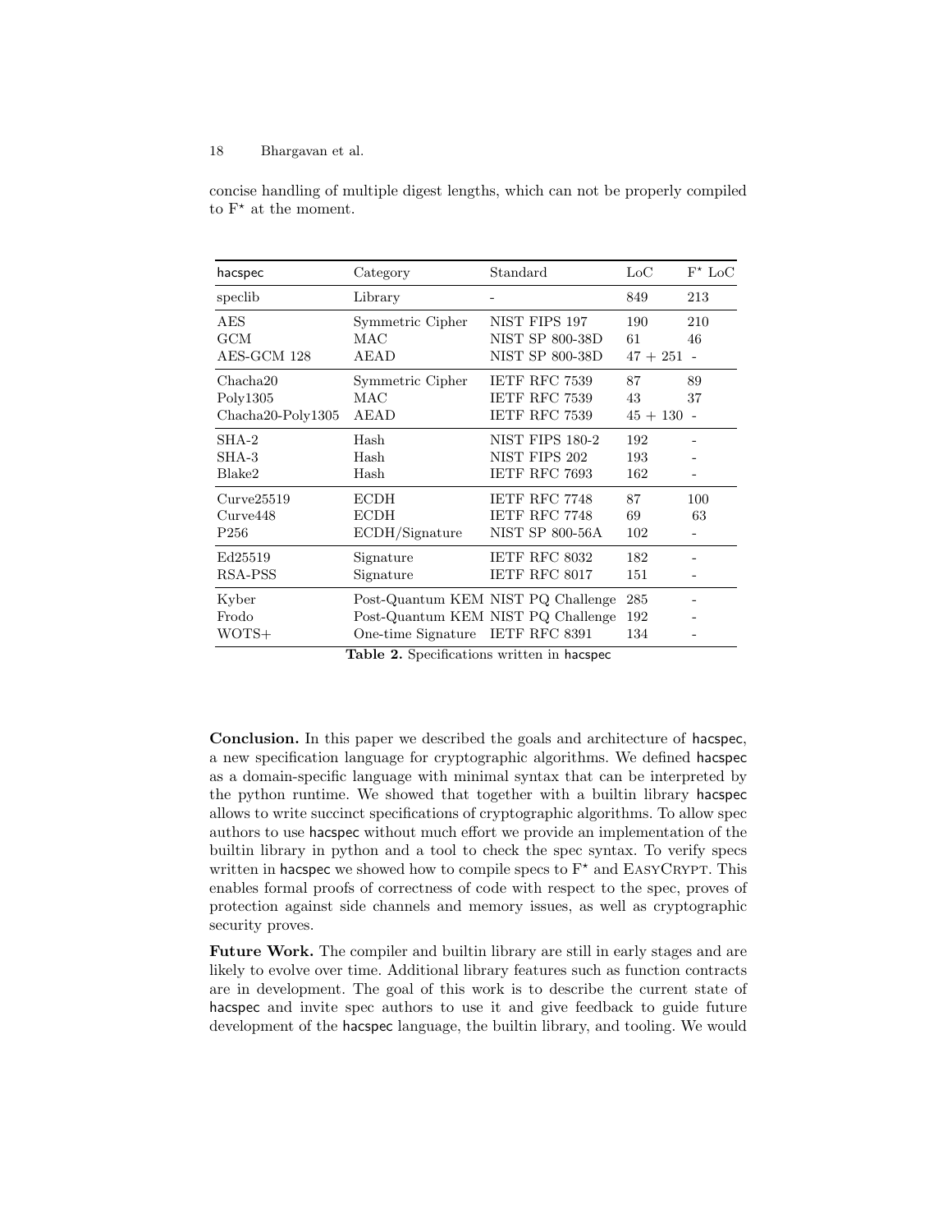concise handling of multiple digest lengths, which can not be properly compiled to F* at the moment.

| hacspec | Category | Standard | LoC | F* LoC |
|---|---|---|---|---|
| speclib | Library | - | 849 | 213 |
| AES | Symmetric Cipher | NIST FIPS 197 | 190 | 210 |
| GCM | MAC | NIST SP 800-38D | 61 | 46 |
| AES-GCM 128 | AEAD | NIST SP 800-38D | 47 + 251 | - |
| Chacha20 | Symmetric Cipher | IETF RFC 7539 | 87 | 89 |
| Poly1305 | MAC | IETF RFC 7539 | 43 | 37 |
| Chacha20-Poly1305 | AEAD | IETF RFC 7539 | 45 + 130 | - |
| SHA-2 | Hash | NIST FIPS 180-2 | 192 | - |
| SHA-3 | Hash | NIST FIPS 202 | 193 | - |
| Blake2 | Hash | IETF RFC 7693 | 162 | - |
| Curve25519 | ECDH | IETF RFC 7748 | 87 | 100 |
| Curve448 | ECDH | IETF RFC 7748 | 69 | 63 |
| P256 | ECDH/Signature | NIST SP 800-56A | 102 | - |
| Ed25519 | Signature | IETF RFC 8032 | 182 | - |
| RSA-PSS | Signature | IETF RFC 8017 | 151 | - |
| Kyber | Post-Quantum KEM | NIST PQ Challenge | 285 | - |
| Frodo | Post-Quantum KEM | NIST PQ Challenge | 192 | - |
| WOTS+ | One-time Signature | IETF RFC 8391 | 134 | - |

**Table 2.** Specifications written in hacspec

**Conclusion.** In this paper we described the goals and architecture of hacspec, a new specification language for cryptographic algorithms. We defined hacspec as a domain-specific language with minimal syntax that can be interpreted by the python runtime. We showed that together with a builtin library hacspec allows to write succinct specifications of cryptographic algorithms. To allow spec authors to use hacspec without much effort we provide an implementation of the builtin library in python and a tool to check the spec syntax. To verify specs written in hacspec we showed how to compile specs to F* and EasyCrypt. This enables formal proofs of correctness of code with respect to the spec, proves of protection against side channels and memory issues, as well as cryptographic security proves.

**Future Work.** The compiler and builtin library are still in early stages and are likely to evolve over time. Additional library features such as function contracts are in development. The goal of this work is to describe the current state of hacspec and invite spec authors to use it and give feedback to guide future development of the hacspec language, the builtin library, and tooling. We would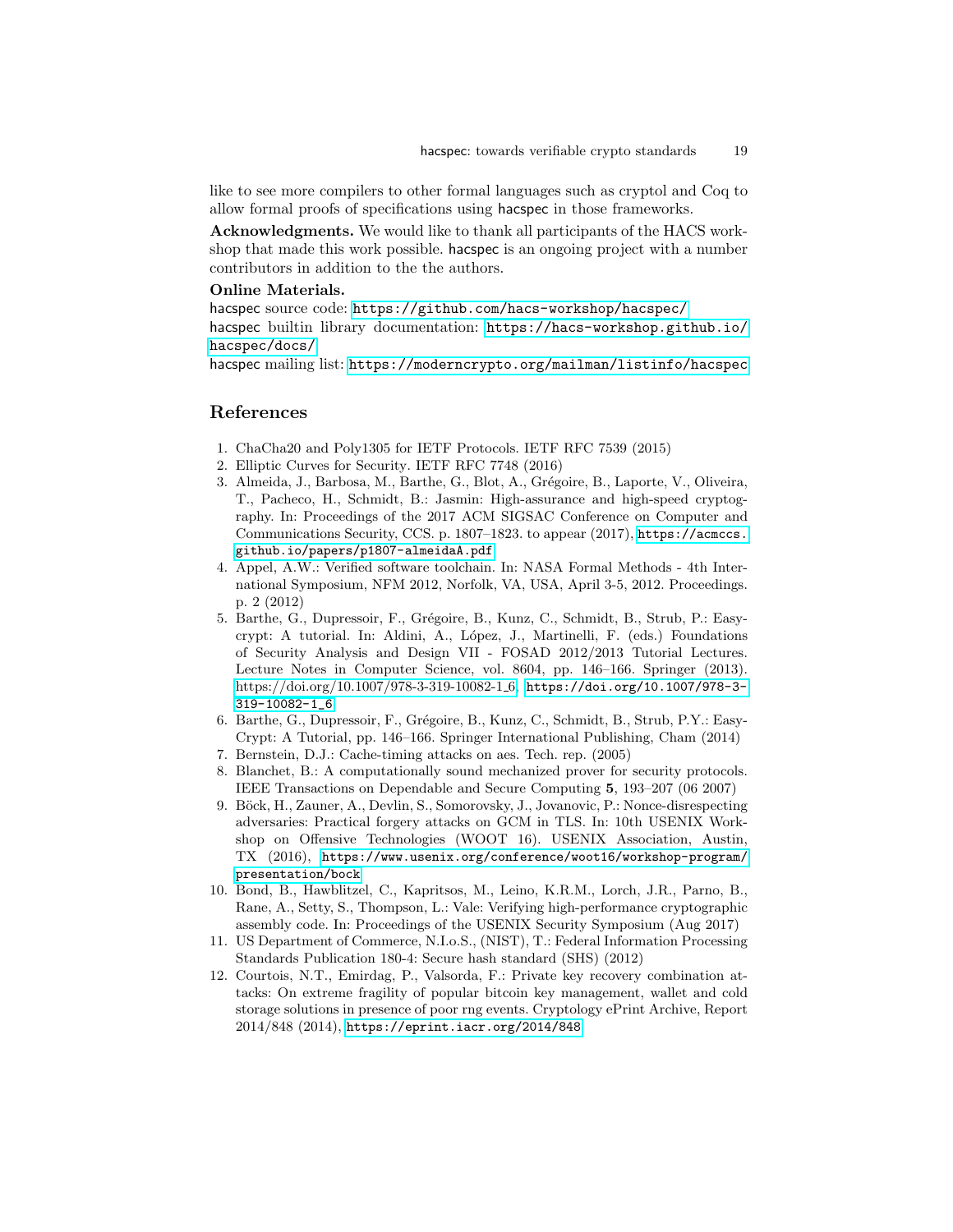like to see more compilers to other formal languages such as cryptol and Coq to allow formal proofs of specifications using hacspec in those frameworks.

**Acknowledgments.** We would like to thank all participants of the HACS workshop that made this work possible. hacspec is an ongoing project with a number contributors in addition to the the authors.

**Online Materials.**

hacspec source code: https://github.com/hacs-workshop/hacspec/
hacspec builtin library documentation: https://hacs-workshop.github.io/hacspec/docs/
hacspec mailing list: https://moderncrypto.org/mailman/listinfo/hacspec

## References

1. ChaCha20 and Poly1305 for IETF Protocols. IETF RFC 7539 (2015)
2. Elliptic Curves for Security. IETF RFC 7748 (2016)
3. Almeida, J., Barbosa, M., Barthe, G., Blot, A., Grégoire, B., Laporte, V., Oliveira, T., Pacheco, H., Schmidt, B.: Jasmin: High-assurance and high-speed cryptography. In: Proceedings of the 2017 ACM SIGSAC Conference on Computer and Communications Security, CCS. p. 1807–1823. to appear (2017), https://acmccs.github.io/papers/p1807-almeidaA.pdf
4. Appel, A.W.: Verified software toolchain. In: NASA Formal Methods - 4th International Symposium, NFM 2012, Norfolk, VA, USA, April 3-5, 2012. Proceedings. p. 2 (2012)
5. Barthe, G., Dupressoir, F., Grégoire, B., Kunz, C., Schmidt, B., Strub, P.: Easycrypt: A tutorial. In: Aldini, A., López, J., Martinelli, F. (eds.) Foundations of Security Analysis and Design VII - FOSAD 2012/2013 Tutorial Lectures. Lecture Notes in Computer Science, vol. 8604, pp. 146–166. Springer (2013). https://doi.org/10.1007/978-3-319-10082-1_6, https://doi.org/10.1007/978-3-319-10082-1_6
6. Barthe, G., Dupressoir, F., Grégoire, B., Kunz, C., Schmidt, B., Strub, P.Y.: EasyCrypt: A Tutorial, pp. 146–166. Springer International Publishing, Cham (2014)
7. Bernstein, D.J.: Cache-timing attacks on aes. Tech. rep. (2005)
8. Blanchet, B.: A computationally sound mechanized prover for security protocols. IEEE Transactions on Dependable and Secure Computing **5**, 193–207 (06 2007)
9. Böck, H., Zauner, A., Devlin, S., Somorovsky, J., Jovanovic, P.: Nonce-disrespecting adversaries: Practical forgery attacks on GCM in TLS. In: 10th USENIX Workshop on Offensive Technologies (WOOT 16). USENIX Association, Austin, TX (2016), https://www.usenix.org/conference/woot16/workshop-program/presentation/bock
10. Bond, B., Hawblitzel, C., Kapritsos, M., Leino, K.R.M., Lorch, J.R., Parno, B., Rane, A., Setty, S., Thompson, L.: Vale: Verifying high-performance cryptographic assembly code. In: Proceedings of the USENIX Security Symposium (Aug 2017)
11. US Department of Commerce, N.I.o.S., (NIST), T.: Federal Information Processing Standards Publication 180-4: Secure hash standard (SHS) (2012)
12. Courtois, N.T., Emirdag, P., Valsorda, F.: Private key recovery combination attacks: On extreme fragility of popular bitcoin key management, wallet and cold storage solutions in presence of poor rng events. Cryptology ePrint Archive, Report 2014/848 (2014), https://eprint.iacr.org/2014/848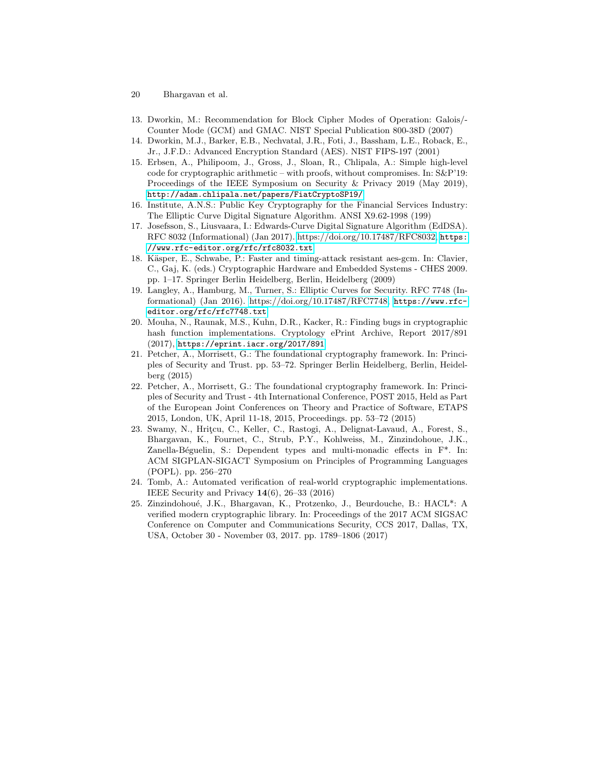13. Dworkin, M.: Recommendation for Block Cipher Modes of Operation: Galois/-Counter Mode (GCM) and GMAC. NIST Special Publication 800-38D (2007)
14. Dworkin, M.J., Barker, E.B., Nechvatal, J.R., Foti, J., Bassham, L.E., Roback, E., Jr., J.F.D.: Advanced Encryption Standard (AES). NIST FIPS-197 (2001)
15. Erbsen, A., Philipoom, J., Gross, J., Sloan, R., Chlipala, A.: Simple high-level code for cryptographic arithmetic – with proofs, without compromises. In: S&P'19: Proceedings of the IEEE Symposium on Security & Privacy 2019 (May 2019), http://adam.chlipala.net/papers/FiatCryptoSP19/
16. Institute, A.N.S.: Public Key Cryptography for the Financial Services Industry: The Elliptic Curve Digital Signature Algorithm. ANSI X9.62-1998 (199)
17. Josefsson, S., Liusvaara, I.: Edwards-Curve Digital Signature Algorithm (EdDSA). RFC 8032 (Informational) (Jan 2017). https://doi.org/10.17487/RFC8032, https://www.rfc-editor.org/rfc/rfc8032.txt
18. Käsper, E., Schwabe, P.: Faster and timing-attack resistant aes-gcm. In: Clavier, C., Gaj, K. (eds.) Cryptographic Hardware and Embedded Systems - CHES 2009. pp. 1–17. Springer Berlin Heidelberg, Berlin, Heidelberg (2009)
19. Langley, A., Hamburg, M., Turner, S.: Elliptic Curves for Security. RFC 7748 (Informational) (Jan 2016). https://doi.org/10.17487/RFC7748, https://www.rfc-editor.org/rfc/rfc7748.txt
20. Mouha, N., Raunak, M.S., Kuhn, D.R., Kacker, R.: Finding bugs in cryptographic hash function implementations. Cryptology ePrint Archive, Report 2017/891 (2017), https://eprint.iacr.org/2017/891
21. Petcher, A., Morrisett, G.: The foundational cryptography framework. In: Principles of Security and Trust. pp. 53–72. Springer Berlin Heidelberg, Berlin, Heidelberg (2015)
22. Petcher, A., Morrisett, G.: The foundational cryptography framework. In: Principles of Security and Trust - 4th International Conference, POST 2015, Held as Part of the European Joint Conferences on Theory and Practice of Software, ETAPS 2015, London, UK, April 11-18, 2015, Proceedings. pp. 53–72 (2015)
23. Swamy, N., Hriţcu, C., Keller, C., Rastogi, A., Delignat-Lavaud, A., Forest, S., Bhargavan, K., Fournet, C., Strub, P.Y., Kohlweiss, M., Zinzindohoue, J.K., Zanella-Béguelin, S.: Dependent types and multi-monadic effects in F*. In: ACM SIGPLAN-SIGACT Symposium on Principles of Programming Languages (POPL). pp. 256–270
24. Tomb, A.: Automated verification of real-world cryptographic implementations. IEEE Security and Privacy **14**(6), 26–33 (2016)
25. Zinzindohoué, J.K., Bhargavan, K., Protzenko, J., Beurdouche, B.: HACL*: A verified modern cryptographic library. In: Proceedings of the 2017 ACM SIGSAC Conference on Computer and Communications Security, CCS 2017, Dallas, TX, USA, October 30 - November 03, 2017. pp. 1789–1806 (2017)